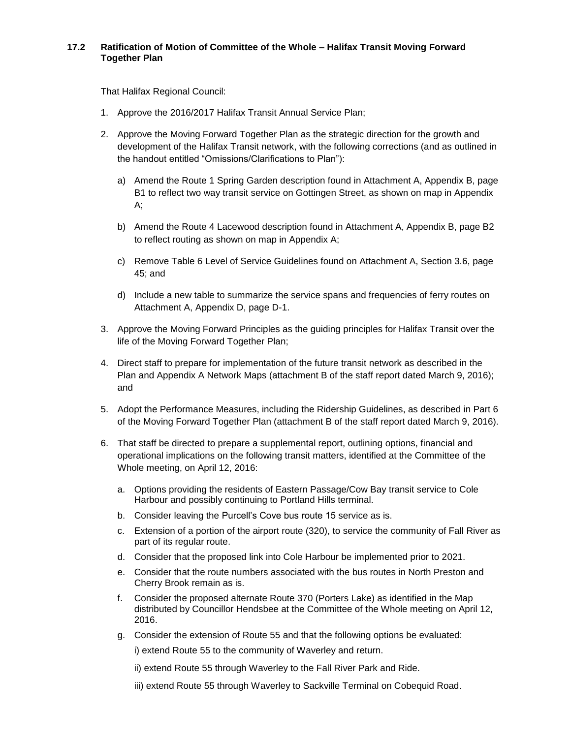### 17.2 Ratification of Motion of Committee of the Whole – Halifax Transit Moving Forward Together Plan

That Halifax Regional Council:

1. Approve the 2016/2017 Halifax Transit Annual Service Plan;

2. Approve the Moving Forward Together Plan as the strategic direction for the growth and development of the Halifax Transit network, with the following corrections (and as outlined in the handout entitled "Omissions/Clarifications to Plan"):

   a) Amend the Route 1 Spring Garden description found in Attachment A, Appendix B, page B1 to reflect two way transit service on Gottingen Street, as shown on map in Appendix A;

   b) Amend the Route 4 Lacewood description found in Attachment A, Appendix B, page B2 to reflect routing as shown on map in Appendix A;

   c) Remove Table 6 Level of Service Guidelines found on Attachment A, Section 3.6, page 45; and

   d) Include a new table to summarize the service spans and frequencies of ferry routes on Attachment A, Appendix D, page D-1.

3. Approve the Moving Forward Principles as the guiding principles for Halifax Transit over the life of the Moving Forward Together Plan;

4. Direct staff to prepare for implementation of the future transit network as described in the Plan and Appendix A Network Maps (attachment B of the staff report dated March 9, 2016); and

5. Adopt the Performance Measures, including the Ridership Guidelines, as described in Part 6 of the Moving Forward Together Plan (attachment B of the staff report dated March 9, 2016).

6. That staff be directed to prepare a supplemental report, outlining options, financial and operational implications on the following transit matters, identified at the Committee of the Whole meeting, on April 12, 2016:

   a. Options providing the residents of Eastern Passage/Cow Bay transit service to Cole Harbour and possibly continuing to Portland Hills terminal.
   b. Consider leaving the Purcell's Cove bus route 15 service as is.
   c. Extension of a portion of the airport route (320), to service the community of Fall River as part of its regular route.
   d. Consider that the proposed link into Cole Harbour be implemented prior to 2021.
   e. Consider that the route numbers associated with the bus routes in North Preston and Cherry Brook remain as is.
   f. Consider the proposed alternate Route 370 (Porters Lake) as identified in the Map distributed by Councillor Hendsbee at the Committee of the Whole meeting on April 12, 2016.
   g. Consider the extension of Route 55 and that the following options be evaluated:

      i) extend Route 55 to the community of Waverley and return.

      ii) extend Route 55 through Waverley to the Fall River Park and Ride.

      iii) extend Route 55 through Waverley to Sackville Terminal on Cobequid Road.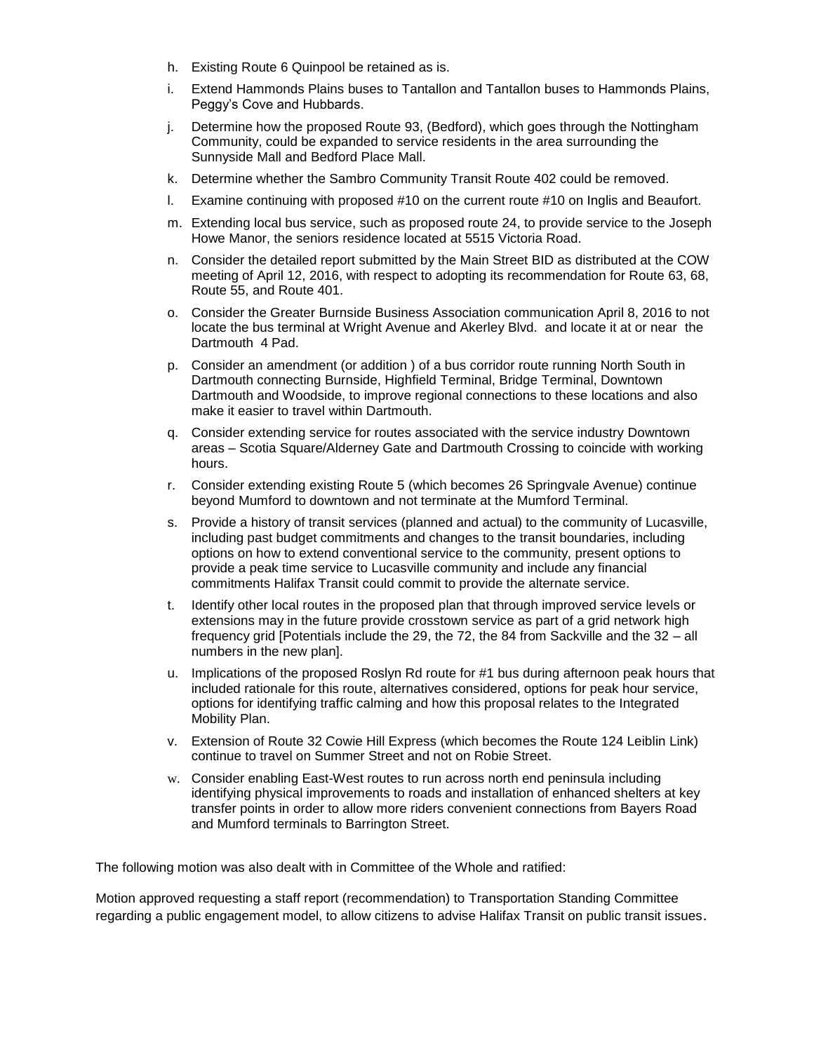h. Existing Route 6 Quinpool be retained as is.

i. Extend Hammonds Plains buses to Tantallon and Tantallon buses to Hammonds Plains, Peggy's Cove and Hubbards.

j. Determine how the proposed Route 93, (Bedford), which goes through the Nottingham Community, could be expanded to service residents in the area surrounding the Sunnyside Mall and Bedford Place Mall.

k. Determine whether the Sambro Community Transit Route 402 could be removed.

l. Examine continuing with proposed #10 on the current route #10 on Inglis and Beaufort.

m. Extending local bus service, such as proposed route 24, to provide service to the Joseph Howe Manor, the seniors residence located at 5515 Victoria Road.

n. Consider the detailed report submitted by the Main Street BID as distributed at the COW meeting of April 12, 2016, with respect to adopting its recommendation for Route 63, 68, Route 55, and Route 401.

o. Consider the Greater Burnside Business Association communication April 8, 2016 to not locate the bus terminal at Wright Avenue and Akerley Blvd. and locate it at or near the Dartmouth 4 Pad.

p. Consider an amendment (or addition ) of a bus corridor route running North South in Dartmouth connecting Burnside, Highfield Terminal, Bridge Terminal, Downtown Dartmouth and Woodside, to improve regional connections to these locations and also make it easier to travel within Dartmouth.

q. Consider extending service for routes associated with the service industry Downtown areas – Scotia Square/Alderney Gate and Dartmouth Crossing to coincide with working hours.

r. Consider extending existing Route 5 (which becomes 26 Springvale Avenue) continue beyond Mumford to downtown and not terminate at the Mumford Terminal.

s. Provide a history of transit services (planned and actual) to the community of Lucasville, including past budget commitments and changes to the transit boundaries, including options on how to extend conventional service to the community, present options to provide a peak time service to Lucasville community and include any financial commitments Halifax Transit could commit to provide the alternate service.

t. Identify other local routes in the proposed plan that through improved service levels or extensions may in the future provide crosstown service as part of a grid network high frequency grid [Potentials include the 29, the 72, the 84 from Sackville and the 32 – all numbers in the new plan].

u. Implications of the proposed Roslyn Rd route for #1 bus during afternoon peak hours that included rationale for this route, alternatives considered, options for peak hour service, options for identifying traffic calming and how this proposal relates to the Integrated Mobility Plan.

v. Extension of Route 32 Cowie Hill Express (which becomes the Route 124 Leiblin Link) continue to travel on Summer Street and not on Robie Street.

w. Consider enabling East-West routes to run across north end peninsula including identifying physical improvements to roads and installation of enhanced shelters at key transfer points in order to allow more riders convenient connections from Bayers Road and Mumford terminals to Barrington Street.

The following motion was also dealt with in Committee of the Whole and ratified:

Motion approved requesting a staff report (recommendation) to Transportation Standing Committee regarding a public engagement model, to allow citizens to advise Halifax Transit on public transit issues.